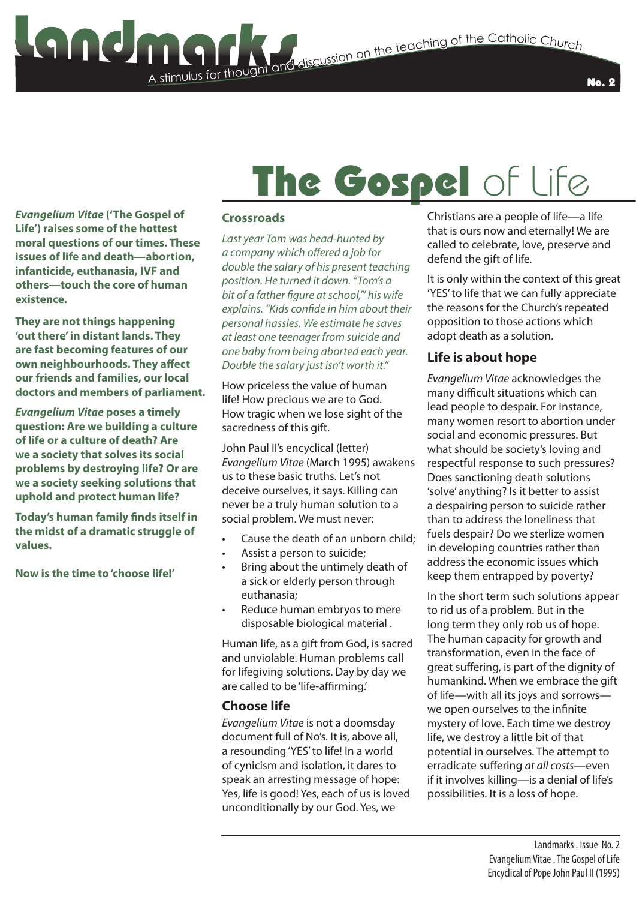# Landmarks

A stimulus for thought and discussion on the teaching of the Catholic Church

No. 2

# The Gospel of Life

***Evangelium Vitae*** **('The Gospel of Life') raises some of the hottest moral questions of our times. These issues of life and death—abortion, infanticide, euthanasia, IVF and others—touch the core of human existence.**

**They are not things happening 'out there' in distant lands. They are fast becoming features of our own neighbourhoods. They affect our friends and families, our local doctors and members of parliament.**

***Evangelium Vitae*** **poses a timely question: Are we building a culture of life or a culture of death? Are we a society that solves its social problems by destroying life? Or are we a society seeking solutions that uphold and protect human life?**

**Today's human family finds itself in the midst of a dramatic struggle of values.**

**Now is the time to 'choose life!'**

## Crossroads

*Last year Tom was head-hunted by a company which offered a job for double the salary of his present teaching position. He turned it down. "Tom's a bit of a father figure at school,'" his wife explains. "Kids confide in him about their personal hassles. We estimate he saves at least one teenager from suicide and one baby from being aborted each year. Double the salary just isn't worth it."*

How priceless the value of human life! How precious we are to God. How tragic when we lose sight of the sacredness of this gift.

John Paul II's encyclical (letter) *Evangelium Vitae* (March 1995) awakens us to these basic truths. Let's not deceive ourselves, it says. Killing can never be a truly human solution to a social problem. We must never:

- Cause the death of an unborn child;
- Assist a person to suicide;
- Bring about the untimely death of a sick or elderly person through euthanasia;
- Reduce human embryos to mere disposable biological material .

Human life, as a gift from God, is sacred and unviolable. Human problems call for lifegiving solutions. Day by day we are called to be 'life-affirming.'

## Choose life

*Evangelium Vitae* is not a doomsday document full of No's. It is, above all, a resounding 'YES' to life! In a world of cynicism and isolation, it dares to speak an arresting message of hope: Yes, life is good! Yes, each of us is loved unconditionally by our God. Yes, we Christians are a people of life—a life that is ours now and eternally! We are called to celebrate, love, preserve and defend the gift of life.

It is only within the context of this great 'YES' to life that we can fully appreciate the reasons for the Church's repeated opposition to those actions which adopt death as a solution.

## Life is about hope

*Evangelium Vitae* acknowledges the many difficult situations which can lead people to despair. For instance, many women resort to abortion under social and economic pressures. But what should be society's loving and respectful response to such pressures? Does sanctioning death solutions 'solve' anything? Is it better to assist a despairing person to suicide rather than to address the loneliness that fuels despair? Do we sterlize women in developing countries rather than address the economic issues which keep them entrapped by poverty?

In the short term such solutions appear to rid us of a problem. But in the long term they only rob us of hope. The human capacity for growth and transformation, even in the face of great suffering, is part of the dignity of humankind. When we embrace the gift of life—with all its joys and sorrows—we open ourselves to the infinite mystery of love. Each time we destroy life, we destroy a little bit of that potential in ourselves. The attempt to erradicate suffering *at all costs*—even if it involves killing—is a denial of life's possibilities. It is a loss of hope.

Landmarks . Issue No. 2
Evangelium Vitae . The Gospel of Life
Encyclical of Pope John Paul II (1995)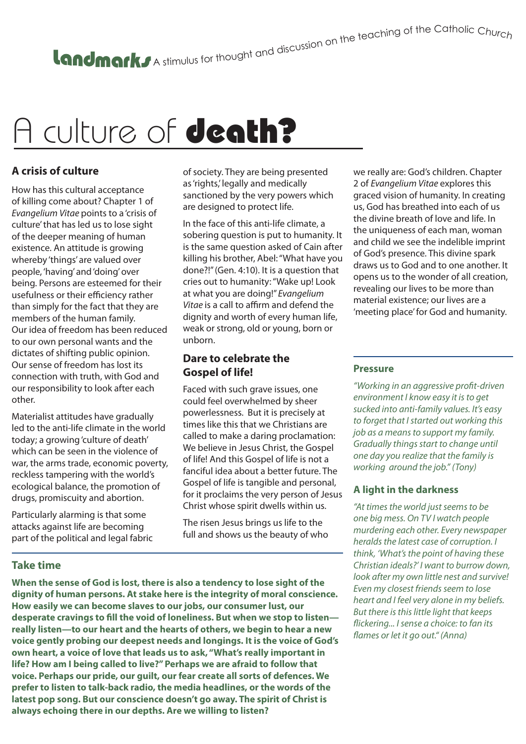**Landmarks** A stimulus for thought and discussion on the teaching of the Catholic Church

# A culture of **death?**

## A crisis of culture

How has this cultural acceptance of killing come about? Chapter 1 of *Evangelium Vitae* points to a 'crisis of culture' that has led us to lose sight of the deeper meaning of human existence. An attitude is growing whereby 'things' are valued over people, 'having' and 'doing' over being. Persons are esteemed for their usefulness or their efficiency rather than simply for the fact that they are members of the human family. Our idea of freedom has been reduced to our own personal wants and the dictates of shifting public opinion. Our sense of freedom has lost its connection with truth, with God and our responsibility to look after each other.

Materialist attitudes have gradually led to the anti-life climate in the world today; a growing 'culture of death' which can be seen in the violence of war, the arms trade, economic poverty, reckless tampering with the world's ecological balance, the promotion of drugs, promiscuity and abortion.

Particularly alarming is that some attacks against life are becoming part of the political and legal fabric of society. They are being presented as 'rights,' legally and medically sanctioned by the very powers which are designed to protect life.

In the face of this anti-life climate, a sobering question is put to humanity. It is the same question asked of Cain after killing his brother, Abel: "What have you done?!" (Gen. 4:10). It is a question that cries out to humanity: "Wake up! Look at what you are doing!" *Evangelium Vitae* is a call to affirm and defend the dignity and worth of every human life, weak or strong, old or young, born or unborn.

## Dare to celebrate the Gospel of life!

Faced with such grave issues, one could feel overwhelmed by sheer powerlessness. But it is precisely at times like this that we Christians are called to make a daring proclamation: We believe in Jesus Christ, the Gospel of life! And this Gospel of life is not a fanciful idea about a better future. The Gospel of life is tangible and personal, for it proclaims the very person of Jesus Christ whose spirit dwells within us.

The risen Jesus brings us life to the full and shows us the beauty of who we really are: God's children. Chapter 2 of *Evangelium Vitae* explores this graced vision of humanity. In creating us, God has breathed into each of us the divine breath of love and life. In the uniqueness of each man, woman and child we see the indelible imprint of God's presence. This divine spark draws us to God and to one another. It opens us to the wonder of all creation, revealing our lives to be more than material existence; our lives are a 'meeting place' for God and humanity.

## Take time

**When the sense of God is lost, there is also a tendency to lose sight of the dignity of human persons. At stake here is the integrity of moral conscience. How easily we can become slaves to our jobs, our consumer lust, our desperate cravings to fill the void of loneliness. But when we stop to listen—really listen—to our heart and the hearts of others, we begin to hear a new voice gently probing our deepest needs and longings. It is the voice of God's own heart, a voice of love that leads us to ask, "What's really important in life? How am I being called to live?" Perhaps we are afraid to follow that voice. Perhaps our pride, our guilt, our fear create all sorts of defences. We prefer to listen to talk-back radio, the media headlines, or the words of the latest pop song. But our conscience doesn't go away. The spirit of Christ is always echoing there in our depths. Are we willing to listen?**

## Pressure

*"Working in an aggressive profit-driven environment I know easy it is to get sucked into anti-family values. It's easy to forget that I started out working this job as a means to support my family. Gradually things start to change until one day you realize that the family is working around the job." (Tony)*

## A light in the darkness

*"At times the world just seems to be one big mess. On TV I watch people murdering each other. Every newspaper heralds the latest case of corruption. I think, 'What's the point of having these Christian ideals?' I want to burrow down, look after my own little nest and survive! Even my closest friends seem to lose heart and I feel very alone in my beliefs. But there is this little light that keeps flickering... I sense a choice: to fan its flames or let it go out." (Anna)*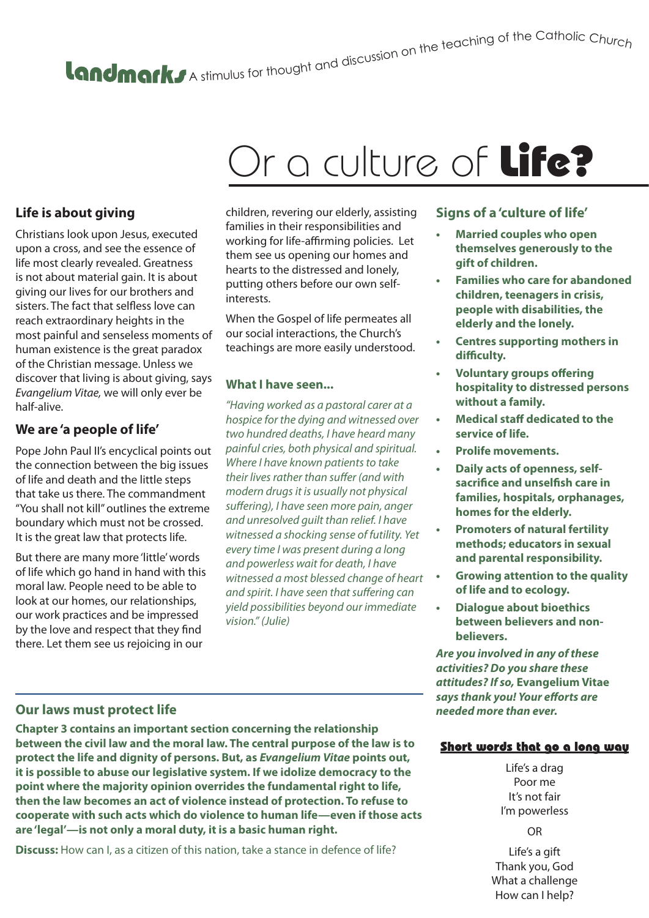**Landmarks** A stimulus for thought and discussion on the teaching of the Catholic Church

# Or a culture of **Life?**

## Life is about giving

Christians look upon Jesus, executed upon a cross, and see the essence of life most clearly revealed. Greatness is not about material gain. It is about giving our lives for our brothers and sisters. The fact that selfless love can reach extraordinary heights in the most painful and senseless moments of human existence is the great paradox of the Christian message. Unless we discover that living is about giving, says *Evangelium Vitae,* we will only ever be half-alive.

## We are 'a people of life'

Pope John Paul II's encyclical points out the connection between the big issues of life and death and the little steps that take us there. The commandment "You shall not kill" outlines the extreme boundary which must not be crossed. It is the great law that protects life.

But there are many more 'little' words of life which go hand in hand with this moral law. People need to be able to look at our homes, our relationships, our work practices and be impressed by the love and respect that they find there. Let them see us rejoicing in our children, revering our elderly, assisting families in their responsibilities and working for life-affirming policies. Let them see us opening our homes and hearts to the distressed and lonely, putting others before our own self-interests.

When the Gospel of life permeates all our social interactions, the Church's teachings are more easily understood.

### What I have seen...

*"Having worked as a pastoral carer at a hospice for the dying and witnessed over two hundred deaths, I have heard many painful cries, both physical and spiritual. Where I have known patients to take their lives rather than suffer (and with modern drugs it is usually not physical suffering), I have seen more pain, anger and unresolved guilt than relief. I have witnessed a shocking sense of futility. Yet every time I was present during a long and powerless wait for death, I have witnessed a most blessed change of heart and spirit. I have seen that suffering can yield possibilities beyond our immediate vision." (Julie)*

## Signs of a 'culture of life'

- **Married couples who open themselves generously to the gift of children.**
- **Families who care for abandoned children, teenagers in crisis, people with disabilities, the elderly and the lonely.**
- **Centres supporting mothers in difficulty.**
- **Voluntary groups offering hospitality to distressed persons without a family.**
- **Medical staff dedicated to the service of life.**
- **Prolife movements.**
- **Daily acts of openness, self-sacrifice and unselfish care in families, hospitals, orphanages, homes for the elderly.**
- **Promoters of natural fertility methods; educators in sexual and parental responsibility.**
- **Growing attention to the quality of life and to ecology.**
- **Dialogue about bioethics between believers and non-believers.**

***Are you involved in any of these activities? Do you share these attitudes? If so,* Evangelium Vitae *says thank you! Your efforts are needed more than ever.***

## Our laws must protect life

**Chapter 3 contains an important section concerning the relationship between the civil law and the moral law. The central purpose of the law is to protect the life and dignity of persons. But, as *Evangelium Vitae* points out, it is possible to abuse our legislative system. If we idolize democracy to the point where the majority opinion overrides the fundamental right to life, then the law becomes an act of violence instead of protection. To refuse to cooperate with such acts which do violence to human life—even if those acts are 'legal'—is not only a moral duty, it is a basic human right.**

**Discuss:** How can I, as a citizen of this nation, take a stance in defence of life?

### Short words that go a long way

Life's a drag
Poor me
It's not fair
I'm powerless

OR

Life's a gift
Thank you, God
What a challenge
How can I help?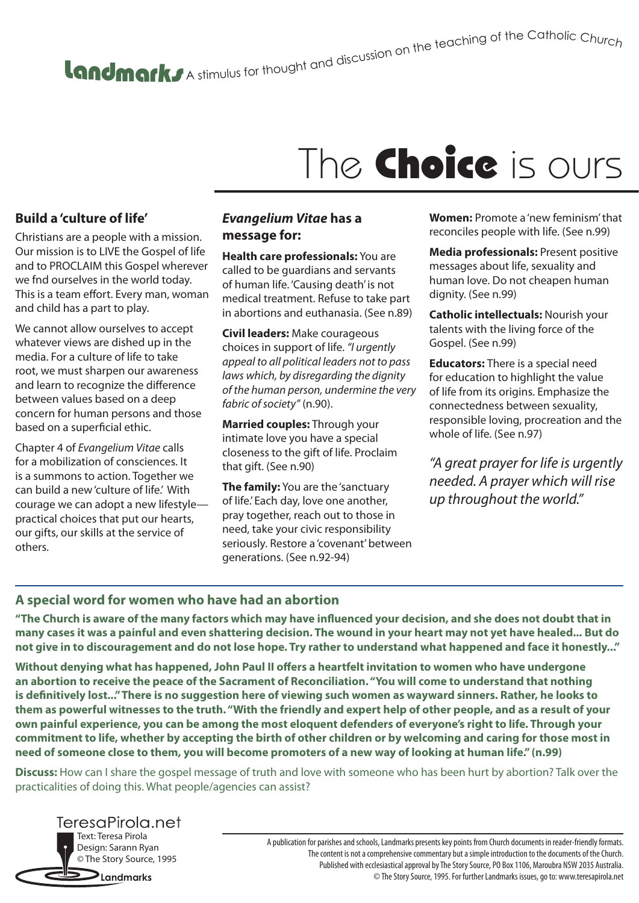**Landmarks** A stimulus for thought and discussion on the teaching of the Catholic Church

# The **Choice** is ours

## Build a 'culture of life'

Christians are a people with a mission. Our mission is to LIVE the Gospel of life and to PROCLAIM this Gospel wherever we fnd ourselves in the world today. This is a team effort. Every man, woman and child has a part to play.

We cannot allow ourselves to accept whatever views are dished up in the media. For a culture of life to take root, we must sharpen our awareness and learn to recognize the difference between values based on a deep concern for human persons and those based on a superficial ethic.

Chapter 4 of *Evangelium Vitae* calls for a mobilization of consciences. It is a summons to action. Together we can build a new 'culture of life.' With courage we can adopt a new lifestyle—practical choices that put our hearts, our gifts, our skills at the service of others.

## *Evangelium Vitae* has a message for:

**Health care professionals:** You are called to be guardians and servants of human life. 'Causing death' is not medical treatment. Refuse to take part in abortions and euthanasia. (See n.89)

**Civil leaders:** Make courageous choices in support of life. *"I urgently appeal to all political leaders not to pass laws which, by disregarding the dignity of the human person, undermine the very fabric of society"* (n.90).

**Married couples:** Through your intimate love you have a special closeness to the gift of life. Proclaim that gift. (See n.90)

**The family:** You are the 'sanctuary of life.' Each day, love one another, pray together, reach out to those in need, take your civic responsibility seriously. Restore a 'covenant' between generations. (See n.92-94)

**Women:** Promote a 'new feminism' that reconciles people with life. (See n.99)

**Media professionals:** Present positive messages about life, sexuality and human love. Do not cheapen human dignity. (See n.99)

**Catholic intellectuals:** Nourish your talents with the living force of the Gospel. (See n.99)

**Educators:** There is a special need for education to highlight the value of life from its origins. Emphasize the connectedness between sexuality, responsible loving, procreation and the whole of life. (See n.97)

*"A great prayer for life is urgently needed. A prayer which will rise up throughout the world."*

## A special word for women who have had an abortion

**"The Church is aware of the many factors which may have influenced your decision, and she does not doubt that in many cases it was a painful and even shattering decision. The wound in your heart may not yet have healed... But do not give in to discouragement and do not lose hope. Try rather to understand what happened and face it honestly..."**

**Without denying what has happened, John Paul II offers a heartfelt invitation to women who have undergone an abortion to receive the peace of the Sacrament of Reconciliation. "You will come to understand that nothing is definitively lost..." There is no suggestion here of viewing such women as wayward sinners. Rather, he looks to them as powerful witnesses to the truth. "With the friendly and expert help of other people, and as a result of your own painful experience, you can be among the most eloquent defenders of everyone's right to life. Through your commitment to life, whether by accepting the birth of other children or by welcoming and caring for those most in need of someone close to them, you will become promoters of a new way of looking at human life." (n.99)**

**Discuss:** How can I share the gospel message of truth and love with someone who has been hurt by abortion? Talk over the practicalities of doing this. What people/agencies can assist?

TeresaPirola.net
Text: Teresa Pirola
Design: Sarann Ryan
© The Story Source, 1995
Landmarks

A publication for parishes and schools, Landmarks presents key points from Church documents in reader-friendly formats. The content is not a comprehensive commentary but a simple introduction to the documents of the Church. Published with ecclesiastical approval by The Story Source, PO Box 1106, Maroubra NSW 2035 Australia. © The Story Source, 1995. For further Landmarks issues, go to: www.teresapirola.net